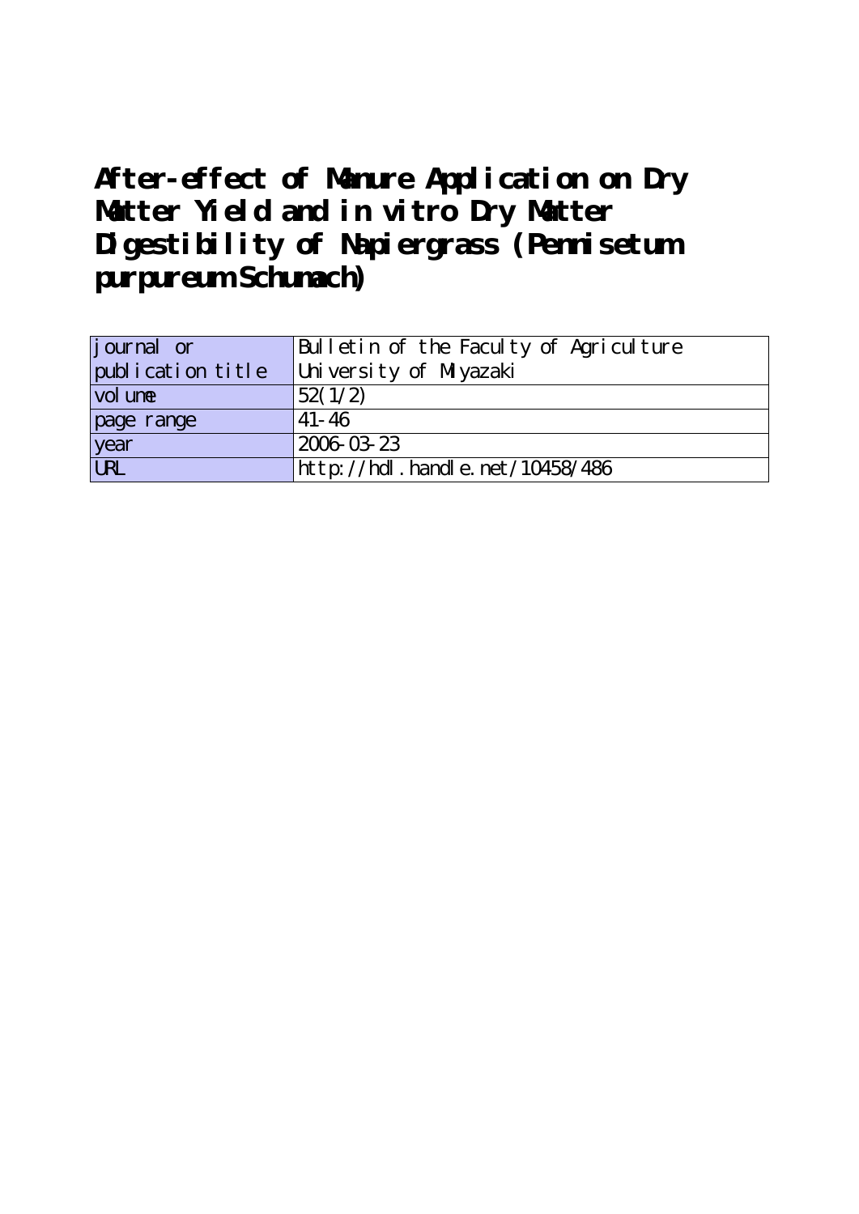# After-effect of Manure Application on Dry Matter Yield and in vitro Dry Matter Digestibility of Napiergrass (Pennisetum purpureum Schumach)

| journal or publication title | Bulletin of the Faculty of Agriculture University of Miyazaki |
|---|---|
| volume | 52(1/2) |
| page range | 41-46 |
| year | 2006-03-23 |
| URL | http://hdl.handle.net/10458/486 |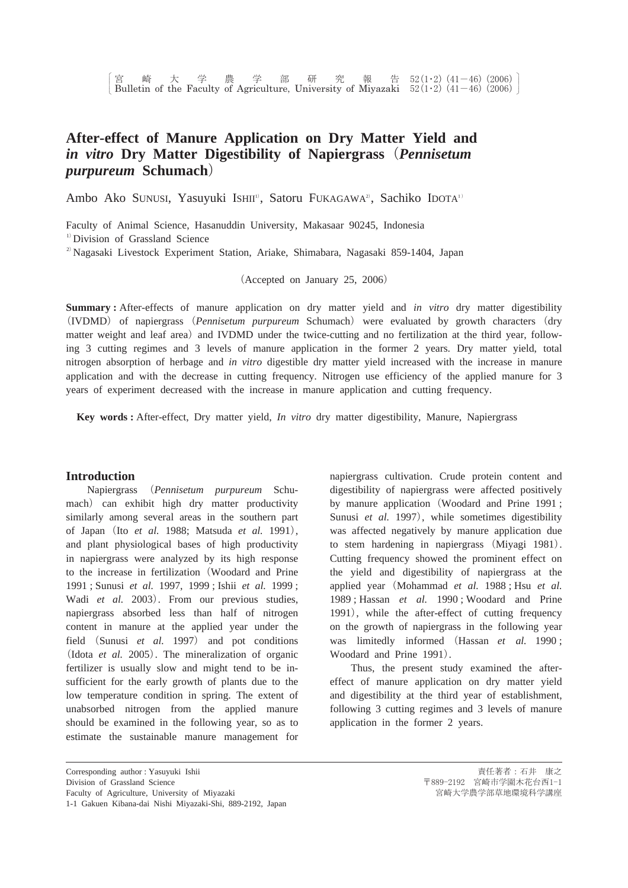# After-effect of Manure Application on Dry Matter Yield and *in vitro* Dry Matter Digestibility of Napiergrass（*Pennisetum purpureum* Schumach）

Ambo Ako SUNUSI, Yasuyuki ISHII[1], Satoru FUKAGAWA[2], Sachiko IDOTA[1]

Faculty of Animal Science, Hasanuddin University, Makasaar 90245, Indonesia

[1] Division of Grassland Science

[2] Nagasaki Livestock Experiment Station, Ariake, Shimabara, Nagasaki 859-1404, Japan

（Accepted on January 25, 2006）

**Summary :** After-effects of manure application on dry matter yield and *in vitro* dry matter digestibility（IVDMD）of napiergrass（*Pennisetum purpureum* Schumach）were evaluated by growth characters（dry matter weight and leaf area）and IVDMD under the twice-cutting and no fertilization at the third year, following 3 cutting regimes and 3 levels of manure application in the former 2 years. Dry matter yield, total nitrogen absorption of herbage and *in vitro* digestible dry matter yield increased with the increase in manure application and with the decrease in cutting frequency. Nitrogen use efficiency of the applied manure for 3 years of experiment decreased with the increase in manure application and cutting frequency.

**Key words :** After-effect, Dry matter yield, *In vitro* dry matter digestibility, Manure, Napiergrass

## Introduction

Napiergrass（*Pennisetum purpureum* Schumach）can exhibit high dry matter productivity similarly among several areas in the southern part of Japan（Ito *et al.* 1988; Matsuda *et al.* 1991）, and plant physiological bases of high productivity in napiergrass were analyzed by its high response to the increase in fertilization（Woodard and Prine 1991 ; Sunusi *et al.* 1997, 1999 ; Ishii *et al.* 1999 ; Wadi *et al.* 2003）. From our previous studies, napiergrass absorbed less than half of nitrogen content in manure at the applied year under the field（Sunusi *et al.* 1997）and pot conditions（Idota *et al.* 2005）. The mineralization of organic fertilizer is usually slow and might tend to be insufficient for the early growth of plants due to the low temperature condition in spring. The extent of unabsorbed nitrogen from the applied manure should be examined in the following year, so as to estimate the sustainable manure management for napiergrass cultivation. Crude protein content and digestibility of napiergrass were affected positively by manure application（Woodard and Prine 1991 ; Sunusi *et al.* 1997）, while sometimes digestibility was affected negatively by manure application due to stem hardening in napiergrass（Miyagi 1981）. Cutting frequency showed the prominent effect on the yield and digestibility of napiergrass at the applied year（Mohammad *et al.* 1988 ; Hsu *et al.* 1989 ; Hassan *et al.* 1990 ; Woodard and Prine 1991）, while the after-effect of cutting frequency on the growth of napiergrass in the following year was limitedly informed（Hassan *et al.* 1990 ; Woodard and Prine 1991）.

Thus, the present study examined the after-effect of manure application on dry matter yield and digestibility at the third year of establishment, following 3 cutting regimes and 3 levels of manure application in the former 2 years.

---

Corresponding author : Yasuyuki Ishii
Division of Grassland Science
Faculty of Agriculture, University of Miyazaki
1-1 Gakuen Kibana-dai Nishi Miyazaki-Shi, 889-2192, Japan

責任著者：石井　康之
〒889-2192　宮崎市学園木花台西1-1
宮崎大学農学部草地環境科学講座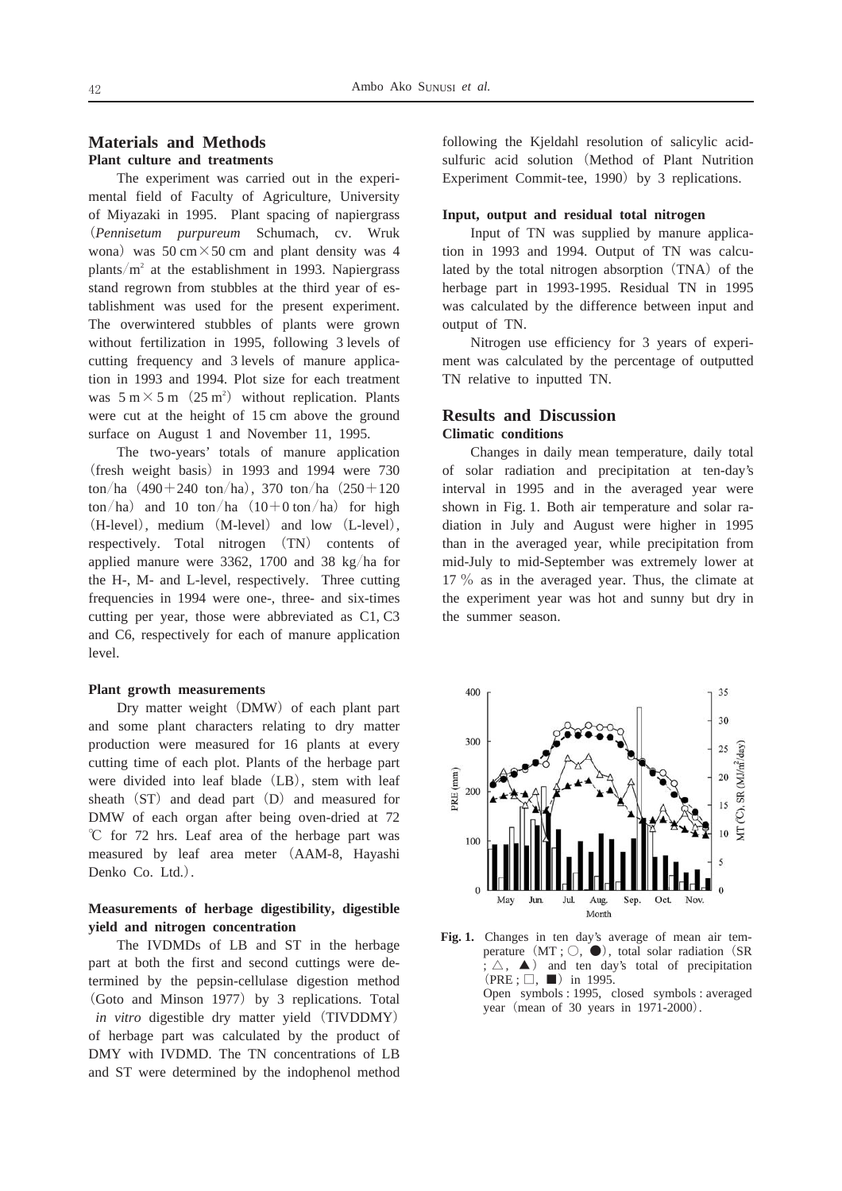## Materials and Methods

### Plant culture and treatments

The experiment was carried out in the experimental field of Faculty of Agriculture, University of Miyazaki in 1995. Plant spacing of napiergrass（*Pennisetum purpureum* Schumach, cv. Wruk wona）was 50 cm×50 cm and plant density was 4 plants/$m^2$ at the establishment in 1993. Napiergrass stand regrown from stubbles at the third year of establishment was used for the present experiment. The overwintered stubbles of plants were grown without fertilization in 1995, following 3 levels of cutting frequency and 3 levels of manure application in 1993 and 1994. Plot size for each treatment was 5 m×5 m（25 $m^2$）without replication. Plants were cut at the height of 15 cm above the ground surface on August 1 and November 11, 1995.

The two-years' totals of manure application（fresh weight basis）in 1993 and 1994 were 730 ton/ha（490＋240 ton/ha）, 370 ton/ha（250＋120 ton/ha）and 10 ton/ha（10＋0 ton/ha）for high（H-level）, medium（M-level）and low（L-level）, respectively. Total nitrogen（TN）contents of applied manure were 3362, 1700 and 38 kg/ha for the H-, M- and L-level, respectively. Three cutting frequencies in 1994 were one-, three- and six-times cutting per year, those were abbreviated as C1, C3 and C6, respectively for each of manure application level.

### Plant growth measurements

Dry matter weight（DMW）of each plant part and some plant characters relating to dry matter production were measured for 16 plants at every cutting time of each plot. Plants of the herbage part were divided into leaf blade（LB）, stem with leaf sheath（ST）and dead part（D）and measured for DMW of each organ after being oven-dried at 72 ℃ for 72 hrs. Leaf area of the herbage part was measured by leaf area meter（AAM-8, Hayashi Denko Co. Ltd.）.

### Measurements of herbage digestibility, digestible yield and nitrogen concentration

The IVDMDs of LB and ST in the herbage part at both the first and second cuttings were determined by the pepsin-cellulase digestion method（Goto and Minson 1977）by 3 replications. Total *in vitro* digestible dry matter yield（TIVDDMY）of herbage part was calculated by the product of DMY with IVDMD. The TN concentrations of LB and ST were determined by the indophenol method following the Kjeldahl resolution of salicylic acid-sulfuric acid solution（Method of Plant Nutrition Experiment Commit-tee, 1990）by 3 replications.

### Input, output and residual total nitrogen

Input of TN was supplied by manure application in 1993 and 1994. Output of TN was calculated by the total nitrogen absorption（TNA）of the herbage part in 1993-1995. Residual TN in 1995 was calculated by the difference between input and output of TN.

Nitrogen use efficiency for 3 years of experiment was calculated by the percentage of outputted TN relative to inputted TN.

## Results and Discussion

### Climatic conditions

Changes in daily mean temperature, daily total of solar radiation and precipitation at ten-day's interval in 1995 and in the averaged year were shown in Fig. 1. Both air temperature and solar radiation in July and August were higher in 1995 than in the averaged year, while precipitation from mid-July to mid-September was extremely lower at 17 % as in the averaged year. Thus, the climate at the experiment year was hot and sunny but dry in the summer season.

**Fig. 1.** Changes in ten day's average of mean air temperature（MT ; ○, ●）, total solar radiation（SR ; △, ▲）and ten day's total of precipitation（PRE ; □, ■）in 1995.
Open symbols : 1995, closed symbols : averaged year（mean of 30 years in 1971-2000）.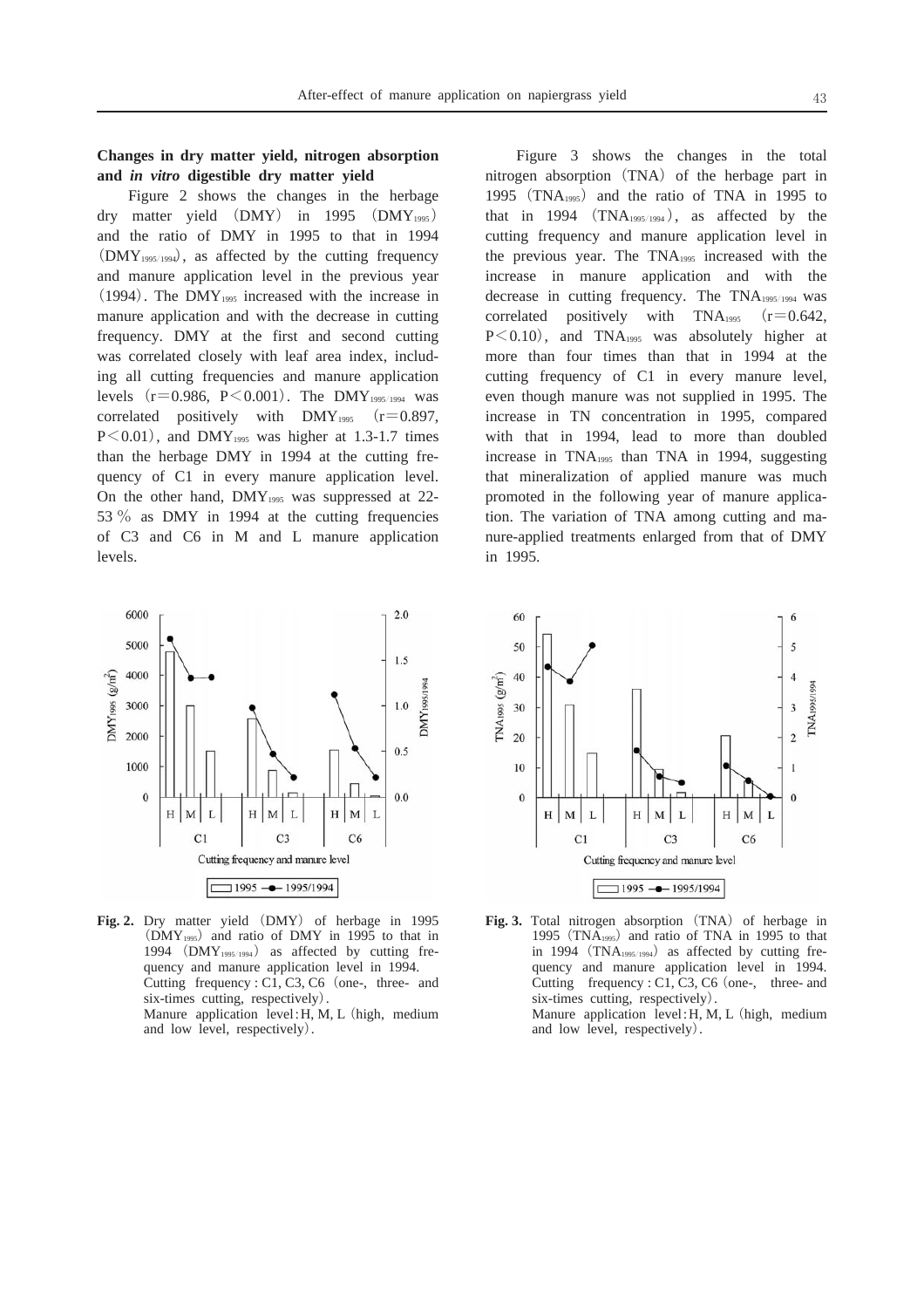### Changes in dry matter yield, nitrogen absorption and *in vitro* digestible dry matter yield

Figure 2 shows the changes in the herbage dry matter yield (DMY) in 1995 ($DMY_{1995}$) and the ratio of DMY in 1995 to that in 1994 ($DMY_{1995/1994}$), as affected by the cutting frequency and manure application level in the previous year (1994). The $DMY_{1995}$ increased with the increase in manure application and with the decrease in cutting frequency. DMY at the first and second cutting was correlated closely with leaf area index, including all cutting frequencies and manure application levels ($r = 0.986$, $P < 0.001$). The $DMY_{1995/1994}$ was correlated positively with $DMY_{1995}$ ($r = 0.897$, $P < 0.01$), and $DMY_{1995}$ was higher at 1.3-1.7 times than the herbage DMY in 1994 at the cutting frequency of C1 in every manure application level. On the other hand, $DMY_{1995}$ was suppressed at 22-53 % as DMY in 1994 at the cutting frequencies of C3 and C6 in M and L manure application levels.

Figure 3 shows the changes in the total nitrogen absorption (TNA) of the herbage part in 1995 ($TNA_{1995}$) and the ratio of TNA in 1995 to that in 1994 ($TNA_{1995/1994}$), as affected by the cutting frequency and manure application level in the previous year. The $TNA_{1995}$ increased with the increase in manure application and with the decrease in cutting frequency. The $TNA_{1995/1994}$ was correlated positively with $TNA_{1995}$ ($r = 0.642$, $P < 0.10$), and $TNA_{1995}$ was absolutely higher at more than four times than that in 1994 at the cutting frequency of C1 in every manure level, even though manure was not supplied in 1995. The increase in TN concentration in 1995, compared with that in 1994, lead to more than doubled increase in $TNA_{1995}$ than TNA in 1994, suggesting that mineralization of applied manure was much promoted in the following year of manure application. The variation of TNA among cutting and manure-applied treatments enlarged from that of DMY in 1995.

**Fig. 2.** Dry matter yield (DMY) of herbage in 1995 ($DMY_{1995}$) and ratio of DMY in 1995 to that in 1994 ($DMY_{1995/1994}$) as affected by cutting frequency and manure application level in 1994.
Cutting frequency : C1, C3, C6 (one-, three- and six-times cutting, respectively).
Manure application level : H, M, L (high, medium and low level, respectively).

**Fig. 3.** Total nitrogen absorption (TNA) of herbage in 1995 ($TNA_{1995}$) and ratio of TNA in 1995 to that in 1994 ($TNA_{1995/1994}$) as affected by cutting frequency and manure application level in 1994.
Cutting frequency : C1, C3, C6 (one-, three- and six-times cutting, respectively).
Manure application level : H, M, L (high, medium and low level, respectively).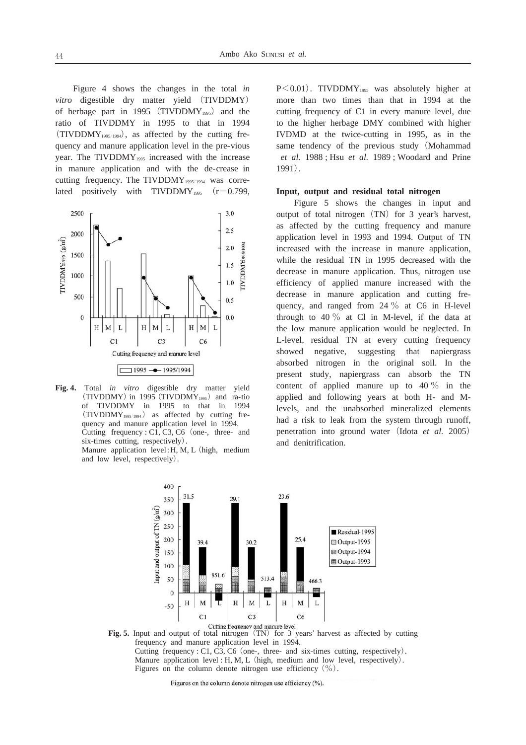Figure 4 shows the changes in the total *in vitro* digestible dry matter yield (TIVDDMY) of herbage part in 1995 ($TIVDDMY_{1995}$) and the ratio of TIVDDMY in 1995 to that in 1994 ($TIVDDMY_{1995/1994}$), as affected by the cutting frequency and manure application level in the pre-vious year. The $TIVDDMY_{1995}$ increased with the increase in manure application and with the de-crease in cutting frequency. The $TIVDDMY_{1995/1994}$ was correlated positively with $TIVDDMY_{1995}$ ($r=0.799$, $P<0.01$). $TIVDDMY_{1995}$ was absolutely higher at more than two times than that in 1994 at the cutting frequency of C1 in every manure level, due to the higher herbage DMY combined with higher IVDMD at the twice-cutting in 1995, as in the same tendency of the previous study (Mohammad *et al.* 1988 ; Hsu *et al.* 1989 ; Woodard and Prine 1991).

**Fig. 4.** Total *in vitro* digestible dry matter yield (TIVDDMY) in 1995 ($TIVDDMY_{1995}$) and ra-tio of TIVDDMY in 1995 to that in 1994 ($TIVDDMY_{1995/1994}$) as affected by cutting frequency and manure application level in 1994.
Cutting frequency : C1, C3, C6 (one-, three- and six-times cutting, respectively).
Manure application level : H, M, L (high, medium and low level, respectively).

### Input, output and residual total nitrogen

Figure 5 shows the changes in input and output of total nitrogen (TN) for 3 year's harvest, as affected by the cutting frequency and manure application level in 1993 and 1994. Output of TN increased with the increase in manure application, while the residual TN in 1995 decreased with the decrease in manure application. Thus, nitrogen use efficiency of applied manure increased with the decrease in manure application and cutting frequency, and ranged from 24 % at C6 in H-level through to 40 % at Cl in M-level, if the data at the low manure application would be neglected. In L-level, residual TN at every cutting frequency showed negative, suggesting that napiergrass absorbed nitrogen in the original soil. In the present study, napiergrass can absorb the TN content of applied manure up to 40 % in the applied and following years at both H- and M-levels, and the unabsorbed mineralized elements had a risk to leak from the system through runoff, penetration into ground water (Idota *et al.* 2005) and denitrification.

**Fig. 5.** Input and output of total nitrogen (TN) for 3 years' harvest as affected by cutting frequency and manure application level in 1994.
Cutting frequency : C1, C3, C6 (one-, three- and six-times cutting, respectively).
Manure application level : H, M, L (high, medium and low level, respectively).
Figures on the column denote nitrogen use efficiency (%).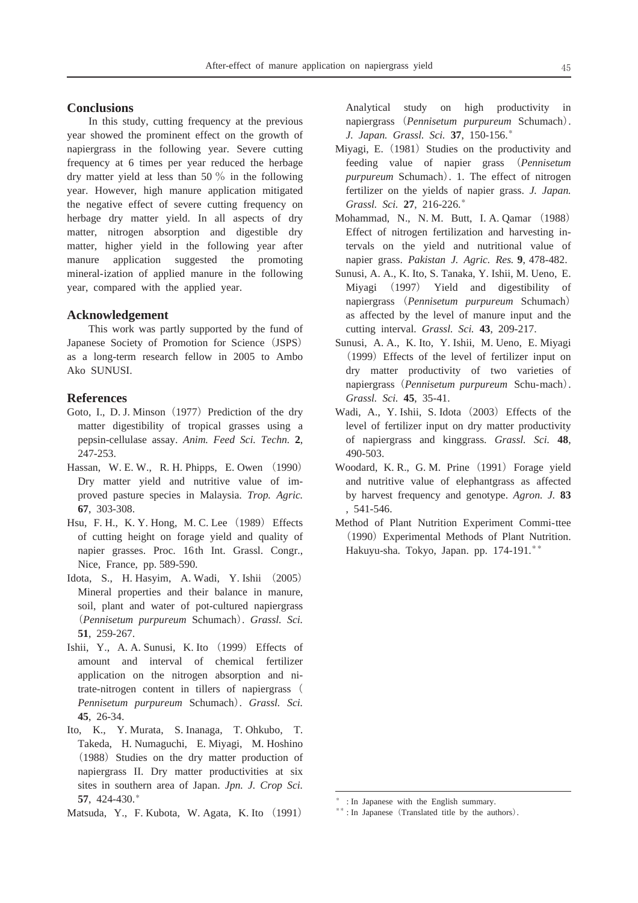## Conclusions

In this study, cutting frequency at the previous year showed the prominent effect on the growth of napiergrass in the following year. Severe cutting frequency at 6 times per year reduced the herbage dry matter yield at less than 50 % in the following year. However, high manure application mitigated the negative effect of severe cutting frequency on herbage dry matter yield. In all aspects of dry matter, nitrogen absorption and digestible dry matter, higher yield in the following year after manure application suggested the promoting mineral-ization of applied manure in the following year, compared with the applied year.

## Acknowledgement

This work was partly supported by the fund of Japanese Society of Promotion for Science (JSPS) as a long-term research fellow in 2005 to Ambo Ako SUNUSI.

## References

Goto, I., D. J. Minson (1977) Prediction of the dry matter digestibility of tropical grasses using a pepsin-cellulase assay. *Anim. Feed Sci. Techn.* **2**, 247-253.

Hassan, W. E. W., R. H. Phipps, E. Owen (1990) Dry matter yield and nutritive value of improved pasture species in Malaysia. *Trop. Agric.* **67**, 303-308.

Hsu, F. H., K. Y. Hong, M. C. Lee (1989) Effects of cutting height on forage yield and quality of napier grasses. Proc. 16th Int. Grassl. Congr., Nice, France, pp. 589-590.

Idota, S., H. Hasyim, A. Wadi, Y. Ishii (2005) Mineral properties and their balance in manure, soil, plant and water of pot-cultured napiergrass (*Pennisetum purpureum* Schumach). *Grassl. Sci.* **51**, 259-267.

Ishii, Y., A. A. Sunusi, K. Ito (1999) Effects of amount and interval of chemical fertilizer application on the nitrogen absorption and nitrate-nitrogen content in tillers of napiergrass (*Pennisetum purpureum* Schumach). *Grassl. Sci.* **45**, 26-34.

Ito, K., Y. Murata, S. Inanaga, T. Ohkubo, T. Takeda, H. Numaguchi, E. Miyagi, M. Hoshino (1988) Studies on the dry matter production of napiergrass II. Dry matter productivities at six sites in southern area of Japan. *Jpn. J. Crop Sci.* **57**, 424-430.*

Matsuda, Y., F. Kubota, W. Agata, K. Ito (1991) Analytical study on high productivity in napiergrass (*Pennisetum purpureum* Schumach). *J. Japan. Grassl. Sci.* **37**, 150-156.*

Miyagi, E. (1981) Studies on the productivity and feeding value of napier grass (*Pennisetum purpureum* Schumach). 1. The effect of nitrogen fertilizer on the yields of napier grass. *J. Japan. Grassl. Sci.* **27**, 216-226.*

Mohammad, N., N. M. Butt, I. A. Qamar (1988) Effect of nitrogen fertilization and harvesting intervals on the yield and nutritional value of napier grass. *Pakistan J. Agric. Res.* **9**, 478-482.

Sunusi, A. A., K. Ito, S. Tanaka, Y. Ishii, M. Ueno, E. Miyagi (1997) Yield and digestibility of napiergrass (*Pennisetum purpureum* Schumach) as affected by the level of manure input and the cutting interval. *Grassl. Sci.* **43**, 209-217.

Sunusi, A. A., K. Ito, Y. Ishii, M. Ueno, E. Miyagi (1999) Effects of the level of fertilizer input on dry matter productivity of two varieties of napiergrass (*Pennisetum purpureum* Schu-mach). *Grassl. Sci.* **45**, 35-41.

Wadi, A., Y. Ishii, S. Idota (2003) Effects of the level of fertilizer input on dry matter productivity of napiergrass and kinggrass. *Grassl. Sci.* **48**, 490-503.

Woodard, K. R., G. M. Prine (1991) Forage yield and nutritive value of elephantgrass as affected by harvest frequency and genotype. *Agron. J.* **83**, 541-546.

Method of Plant Nutrition Experiment Commi-ttee (1990) Experimental Methods of Plant Nutrition. Hakuyu-sha. Tokyo, Japan. pp. 174-191.**

* : In Japanese with the English summary.

** : In Japanese (Translated title by the authors).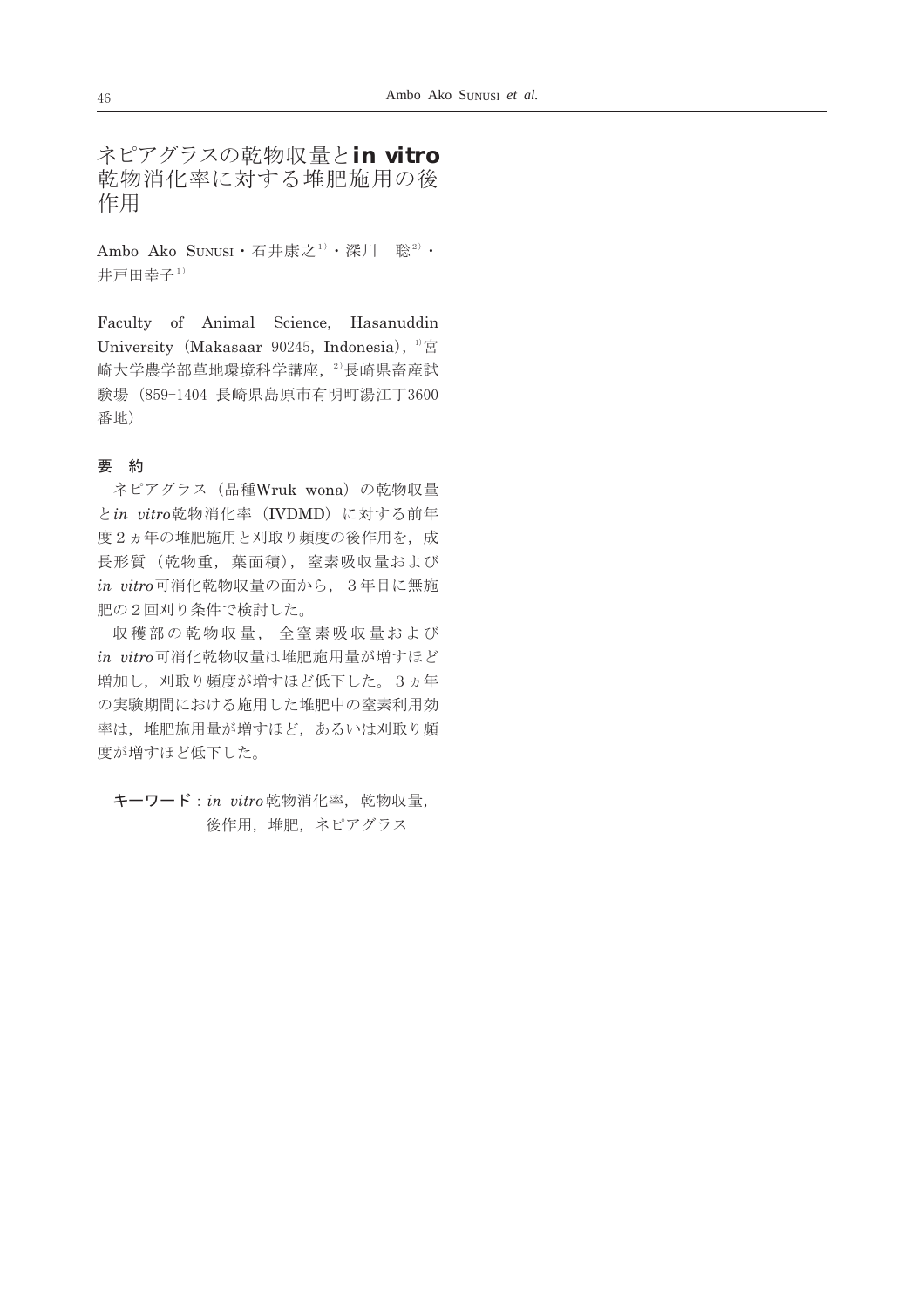# ネピアグラスの乾物収量と**in vitro**乾物消化率に対する堆肥施用の後作用

Ambo Ako SUNUSI・石井康之[1]・深川　聡[2]・井戸田幸子[1]

Faculty of Animal Science, Hasanuddin University (Makasaar 90245, Indonesia), [1]宮崎大学農学部草地環境科学講座, [2]長崎県畜産試験場（859-1404 長崎県島原市有明町湯江丁3600番地）

## 要　約

ネピアグラス（品種Wruk wona）の乾物収量と*in vitro*乾物消化率（IVDMD）に対する前年度２ヵ年の堆肥施用と刈取り頻度の後作用を，成長形質（乾物重，葉面積），窒素吸収量および*in vitro*可消化乾物収量の面から，３年目に無施肥の２回刈り条件で検討した。

収穫部の乾物収量，全窒素吸収量および*in vitro*可消化乾物収量は堆肥施用量が増すほど増加し，刈取り頻度が増すほど低下した。３ヵ年の実験期間における施用した堆肥中の窒素利用効率は，堆肥施用量が増すほど，あるいは刈取り頻度が増すほど低下した。

**キーワード**：*in vitro*乾物消化率，乾物収量，後作用，堆肥，ネピアグラス